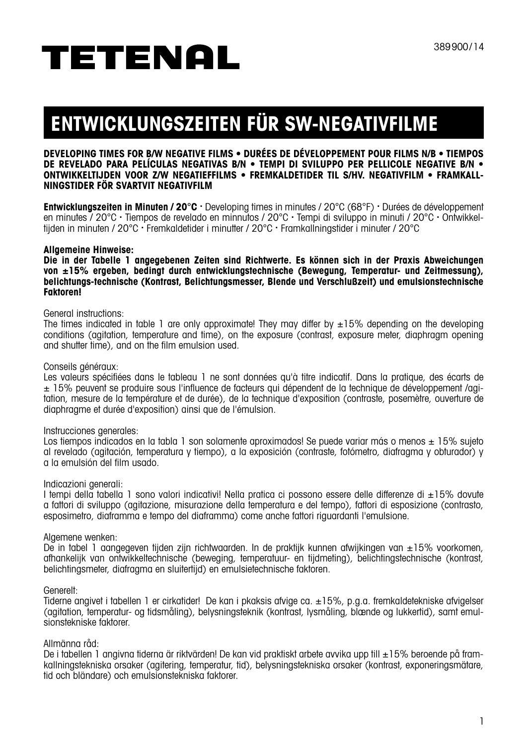389900/14

# TETENAL

## ENTWICKLUNGSZEITEN FÜR SW-NEGATIVFILME

**DEVELOPING TIMES FOR B/W NEGATIVE FILMS • DURÉES DE DÉVELOPPEMENT POUR FILMS N/B • TIEMPOS DE REVELADO PARA PELÍCULAS NEGATIVAS B/N • TEMPI DI SVILUPPO PER PELLICOLE NEGATIVE B/N • ONTWIKKELTIJDEN VOOR Z/W NEGATIEFFILMS • FREMKALDETIDER TIL S/HV. NEGATIVFILM • FRAMKALLNINGSTIDER FÖR SVARTVIT NEGATIVFILM**

**Entwicklungszeiten in Minuten / 20°C** · Developing times in minutes / 20°C (68°F) · Durées de développement en minutes / 20°C · Tiempos de revelado en minnutos / 20°C · Tempi di sviluppo in minuti / 20°C · Ontwikkeltijden in minuten / 20°C · Fremkaldetider i minutter / 20°C · Framkallningstider i minuter / 20°C

**Allgemeine Hinweise:**
**Die in der Tabelle 1 angegebenen Zeiten sind Richtwerte. Es können sich in der Praxis Abweichungen von ±15% ergeben, bedingt durch entwicklungstechnische (Bewegung, Temperatur- und Zeitmessung), belichtungs-technische (Kontrast, Belichtungsmesser, Blende und Verschlußzeit) und emulsionstechnische Faktoren!**

General instructions:
The times indicated in table 1 are only approximate! They may differ by ±15% depending on the developing conditions (agitation, temperature and time), on the exposure (contrast, exposure meter, diaphragm opening and shutter time), and on the film emulsion used.

Conseils généraux:
Les valeurs spécifiées dans le tableau 1 ne sont données qu'à titre indicatif. Dans la pratique, des écarts de ± 15% peuvent se produire sous l'influence de facteurs qui dépendent de la technique de développement /agitation, mesure de la température et de durée), de la technique d'exposition (contraste, posemètre, ouverture de diaphragme et durée d'exposition) ainsi que de l'émulsion.

Instrucciones generales:
Los tiempos indicados en la tabla 1 son solamente aproximados! Se puede variar más o menos ± 15% sujeto al revelado (agitación, temperatura y tiempo), a la exposición (contraste, fotómetro, diafragma y obturador) y a la emulsión del film usado.

Indicazioni generali:
I tempi della tabella 1 sono valori indicativi! Nella pratica ci possono essere delle differenze di ±15% dovute a fattori di sviluppo (agitazione, misurazione della temperatura e del tempo), fattori di esposizione (contrasto, esposimetro, diaframma e tempo del diaframma) come anche fattori riguardanti l'emulsione.

Algemene wenken:
De in tabel 1 aangegeven tijden zijn richtwaarden. In de praktijk kunnen afwijkingen van ±15% voorkomen, afhankelijk van ontwikkeltechnische (beweging, temperatuur- en tijdmeting), belichtingstechnische (kontrast, belichtingsmeter, diafragma en sluitertijd) en emulsietechnische faktoren.

Generelt:
Tiderne angivet i tabellen 1 er cirkatider! De kan i pkaksis afvige ca. ±15%, p.g.a. fremkaldetekniske afvigelser (agitation, temperatur- og tidsmåling), belysningsteknik (kontrast, lysmåling, blænde og lukkertid), samt emulsionstekniske faktorer.

Allmänna råd:
De i tabellen 1 angivna tiderna är riktvärden! De kan vid praktiskt arbete avvika upp till ±15% beroende på framkallningstekniska orsaker (agitering, temperatur, tid), belysningstekniska orsaker (kontrast, exponeringsmätare, tid och bländare) och emulsionstekniska faktorer.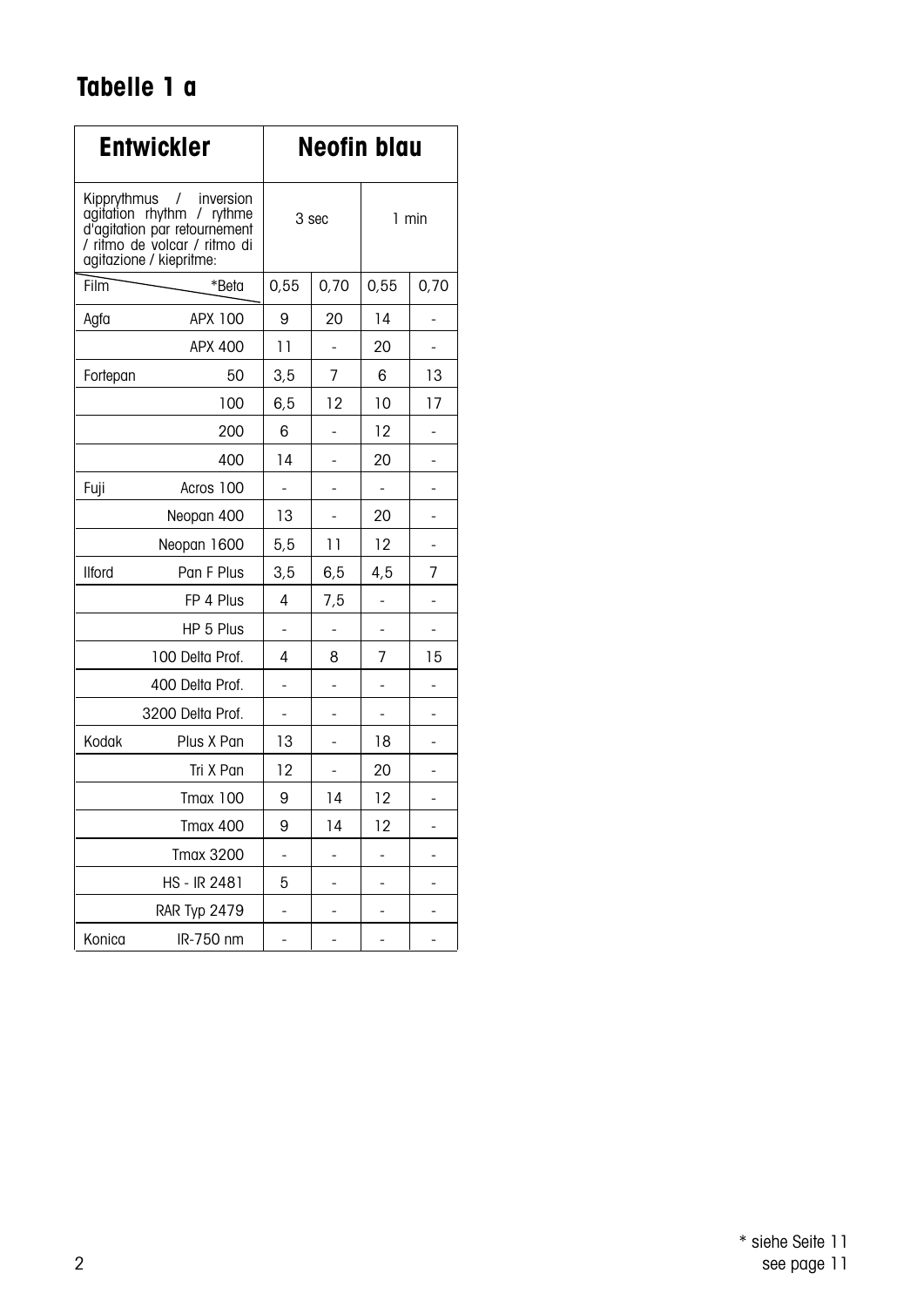# Tabelle 1 a

| Entwickler | | Neofin blau | | | |
|---|---|---|---|---|---|
| Kipprythmus / inversion agitation rhythm / rythme d'agitation par retournement / ritmo de volcar / ritmo di agitazione / kiepritme: | | 3 sec | | 1 min | |
| Film | *Beta | 0,55 | 0,70 | 0,55 | 0,70 |
| Agfa | APX 100 | 9 | 20 | 14 | - |
| | APX 400 | 11 | - | 20 | - |
| Fortepan | 50 | 3,5 | 7 | 6 | 13 |
| | 100 | 6,5 | 12 | 10 | 17 |
| | 200 | 6 | - | 12 | - |
| | 400 | 14 | - | 20 | - |
| Fuji | Acros 100 | - | - | - | - |
| | Neopan 400 | 13 | - | 20 | - |
| | Neopan 1600 | 5,5 | 11 | 12 | - |
| Ilford | Pan F Plus | 3,5 | 6,5 | 4,5 | 7 |
| | FP 4 Plus | 4 | 7,5 | - | - |
| | HP 5 Plus | - | - | - | - |
| | 100 Delta Prof. | 4 | 8 | 7 | 15 |
| | 400 Delta Prof. | - | - | - | - |
| | 3200 Delta Prof. | - | - | - | - |
| Kodak | Plus X Pan | 13 | - | 18 | - |
| | Tri X Pan | 12 | - | 20 | - |
| | Tmax 100 | 9 | 14 | 12 | - |
| | Tmax 400 | 9 | 14 | 12 | - |
| | Tmax 3200 | - | - | - | - |
| | HS - IR 2481 | 5 | - | - | - |
| | RAR Typ 2479 | - | - | - | - |
| Konica | IR-750 nm | - | - | - | - |

* siehe Seite 11
see page 11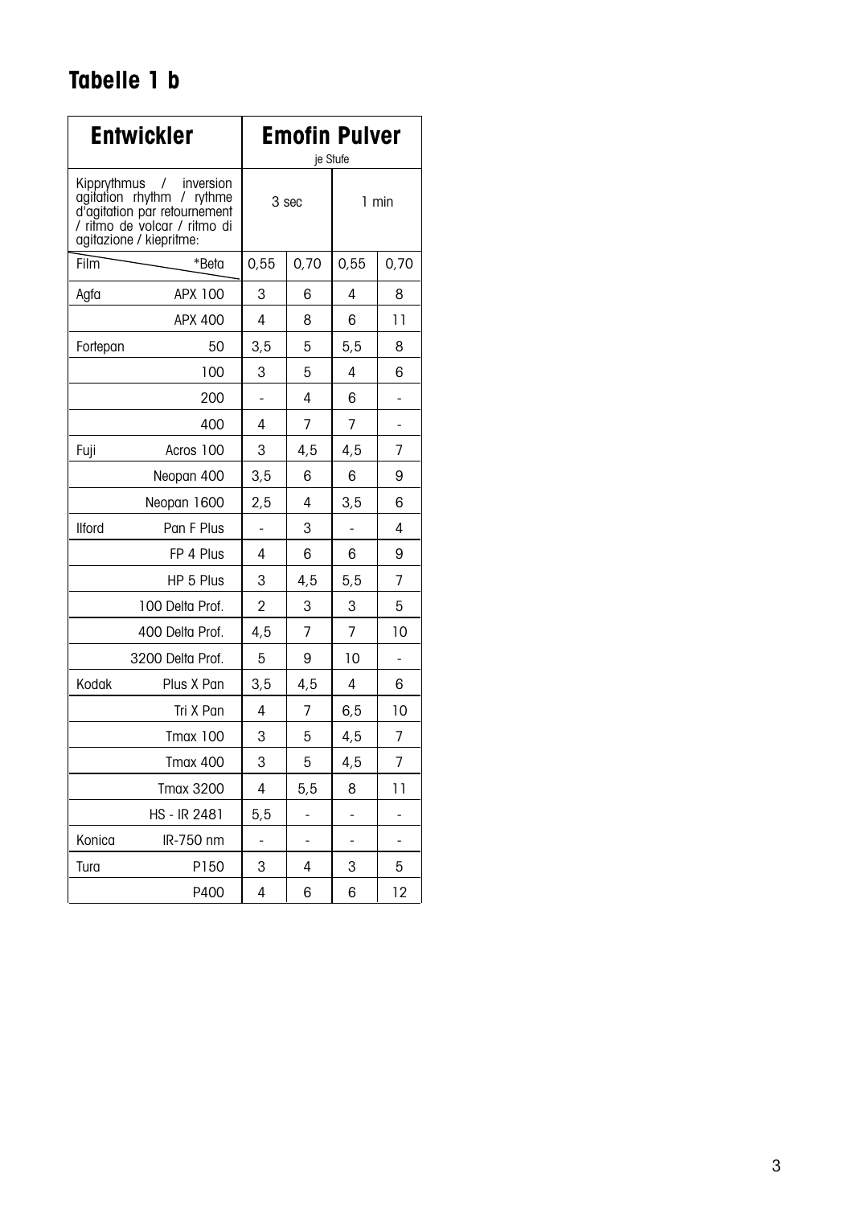## Tabelle 1 b

| Entwickler | | Emofin Pulver je Stufe | | | |
|---|---|---|---|---|---|
| Kipprythmus / inversion agitation rhythm / rythme d'agitation par retournement / ritmo de volcar / ritmo di agitazione / kiepritme: | | 3 sec | | 1 min | |
| Film | *Beta | 0,55 | 0,70 | 0,55 | 0,70 |
| Agfa | APX 100 | 3 | 6 | 4 | 8 |
| | APX 400 | 4 | 8 | 6 | 11 |
| Fortepan | 50 | 3,5 | 5 | 5,5 | 8 |
| | 100 | 3 | 5 | 4 | 6 |
| | 200 | - | 4 | 6 | - |
| | 400 | 4 | 7 | 7 | - |
| Fuji | Acros 100 | 3 | 4,5 | 4,5 | 7 |
| | Neopan 400 | 3,5 | 6 | 6 | 9 |
| | Neopan 1600 | 2,5 | 4 | 3,5 | 6 |
| Ilford | Pan F Plus | - | 3 | - | 4 |
| | FP 4 Plus | 4 | 6 | 6 | 9 |
| | HP 5 Plus | 3 | 4,5 | 5,5 | 7 |
| | 100 Delta Prof. | 2 | 3 | 3 | 5 |
| | 400 Delta Prof. | 4,5 | 7 | 7 | 10 |
| | 3200 Delta Prof. | 5 | 9 | 10 | - |
| Kodak | Plus X Pan | 3,5 | 4,5 | 4 | 6 |
| | Tri X Pan | 4 | 7 | 6,5 | 10 |
| | Tmax 100 | 3 | 5 | 4,5 | 7 |
| | Tmax 400 | 3 | 5 | 4,5 | 7 |
| | Tmax 3200 | 4 | 5,5 | 8 | 11 |
| | HS - IR 2481 | 5,5 | - | - | - |
| Konica | IR-750 nm | - | - | - | - |
| Tura | P150 | 3 | 4 | 3 | 5 |
| | P400 | 4 | 6 | 6 | 12 |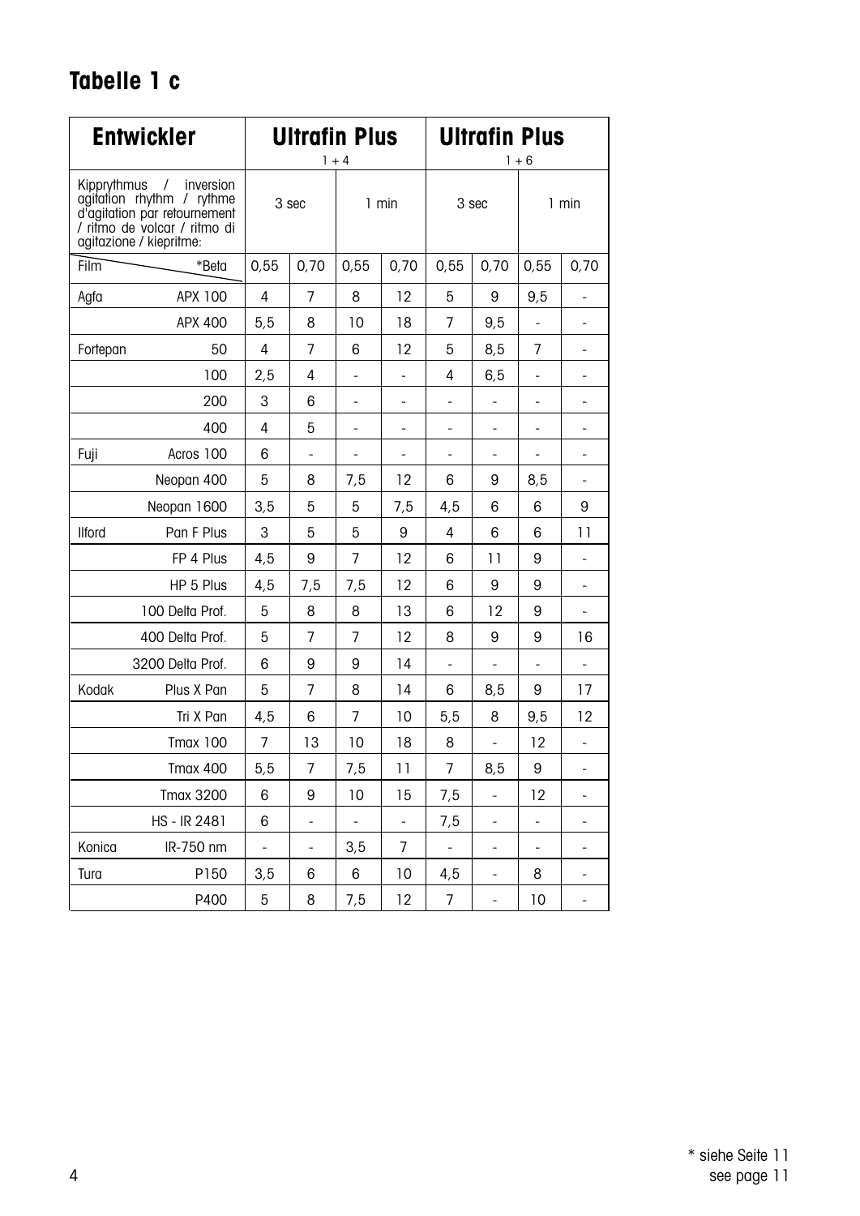## Tabelle 1 c

| Entwickler | | Ultrafin Plus 1 + 4 | | | | Ultrafin Plus 1 + 6 | | | |
|---|---|---|---|---|---|---|---|---|---|
| Kipprythmus / inversion agitation rhythm / rythme d'agitation par retournement / ritmo de volcar / ritmo di agitazione / kiepritme: | | 3 sec | | 1 min | | 3 sec | | 1 min | |
| Film | *Beta | 0,55 | 0,70 | 0,55 | 0,70 | 0,55 | 0,70 | 0,55 | 0,70 |
| Agfa | APX 100 | 4 | 7 | 8 | 12 | 5 | 9 | 9,5 | - |
| | APX 400 | 5,5 | 8 | 10 | 18 | 7 | 9,5 | - | - |
| Fortepan | 50 | 4 | 7 | 6 | 12 | 5 | 8,5 | 7 | - |
| | 100 | 2,5 | 4 | - | - | 4 | 6,5 | - | - |
| | 200 | 3 | 6 | - | - | - | - | - | - |
| | 400 | 4 | 5 | - | - | - | - | - | - |
| Fuji | Acros 100 | 6 | - | - | - | - | - | - | - |
| | Neopan 400 | 5 | 8 | 7,5 | 12 | 6 | 9 | 8,5 | - |
| | Neopan 1600 | 3,5 | 5 | 5 | 7,5 | 4,5 | 6 | 6 | 9 |
| Ilford | Pan F Plus | 3 | 5 | 5 | 9 | 4 | 6 | 6 | 11 |
| | FP 4 Plus | 4,5 | 9 | 7 | 12 | 6 | 11 | 9 | - |
| | HP 5 Plus | 4,5 | 7,5 | 7,5 | 12 | 6 | 9 | 9 | - |
| | 100 Delta Prof. | 5 | 8 | 8 | 13 | 6 | 12 | 9 | - |
| | 400 Delta Prof. | 5 | 7 | 7 | 12 | 8 | 9 | 9 | 16 |
| | 3200 Delta Prof. | 6 | 9 | 9 | 14 | - | - | - | - |
| Kodak | Plus X Pan | 5 | 7 | 8 | 14 | 6 | 8,5 | 9 | 17 |
| | Tri X Pan | 4,5 | 6 | 7 | 10 | 5,5 | 8 | 9,5 | 12 |
| | Tmax 100 | 7 | 13 | 10 | 18 | 8 | - | 12 | - |
| | Tmax 400 | 5,5 | 7 | 7,5 | 11 | 7 | 8,5 | 9 | - |
| | Tmax 3200 | 6 | 9 | 10 | 15 | 7,5 | - | 12 | - |
| | HS - IR 2481 | 6 | - | - | - | 7,5 | - | - | - |
| Konica | IR-750 nm | - | - | 3,5 | 7 | - | - | - | - |
| Tura | P150 | 3,5 | 6 | 6 | 10 | 4,5 | - | 8 | - |
| | P400 | 5 | 8 | 7,5 | 12 | 7 | - | 10 | - |

* siehe Seite 11
see page 11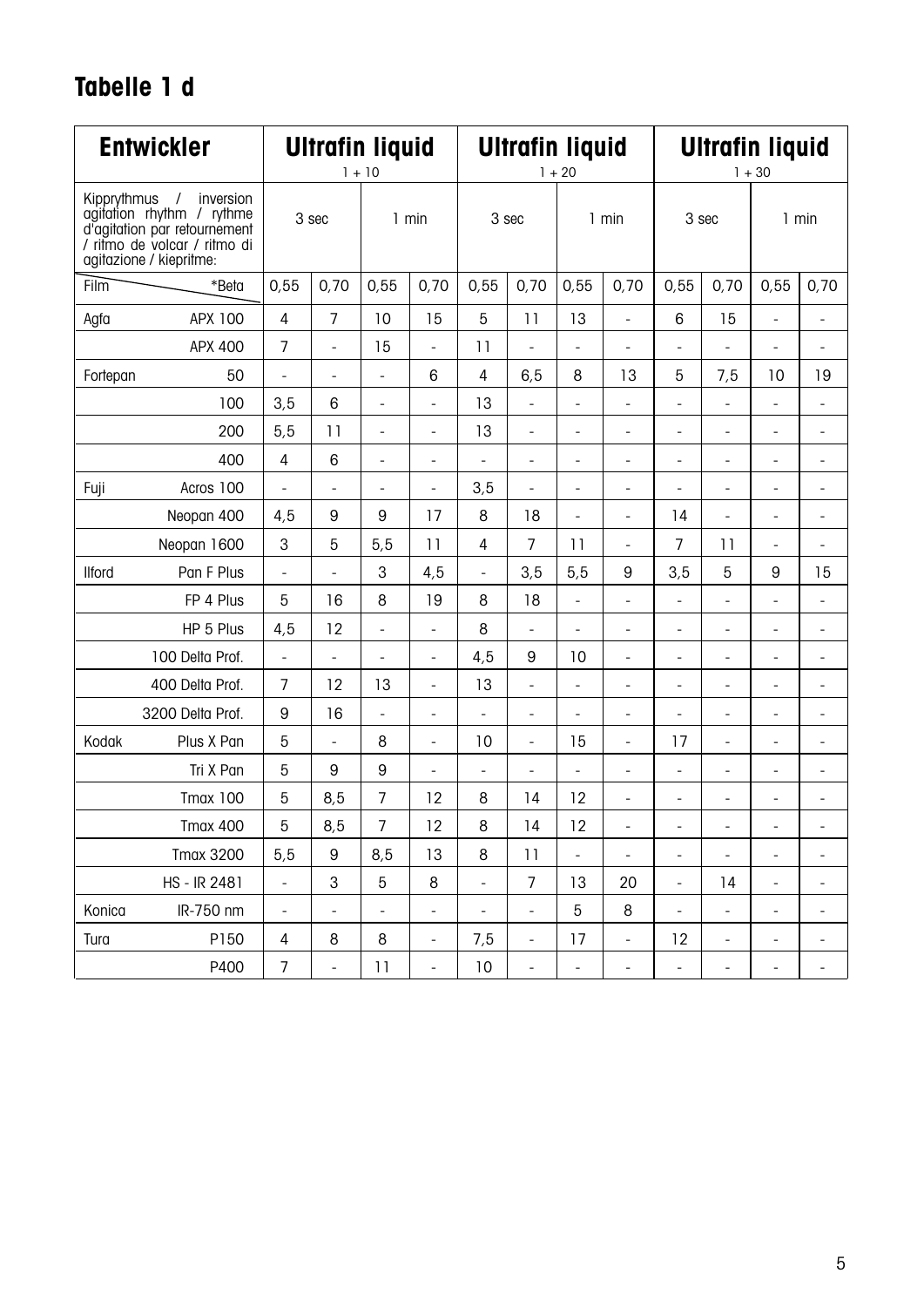## Tabelle 1 d

| Entwickler | | Ultrafin liquid 1 + 10 | | | | Ultrafin liquid 1 + 20 | | | | Ultrafin liquid 1 + 30 | | | |
|---|---|---|---|---|---|---|---|---|---|---|---|---|---|
| Kipprythmus / inversion agitation rhythm / rythme d'agitation par retournement / ritmo de volcar / ritmo di agitazione / kieppritme: | | 3 sec | | 1 min | | 3 sec | | 1 min | | 3 sec | | 1 min | |
| Film | *Beta | 0,55 | 0,70 | 0,55 | 0,70 | 0,55 | 0,70 | 0,55 | 0,70 | 0,55 | 0,70 | 0,55 | 0,70 |
| Agfa | APX 100 | 4 | 7 | 10 | 15 | 5 | 11 | 13 | - | 6 | 15 | - | - |
| | APX 400 | 7 | - | 15 | - | 11 | - | - | - | - | - | - | - |
| Fortepan | 50 | - | - | - | 6 | 4 | 6,5 | 8 | 13 | 5 | 7,5 | 10 | 19 |
| | 100 | 3,5 | 6 | - | - | 13 | - | - | - | - | - | - | - |
| | 200 | 5,5 | 11 | - | - | 13 | - | - | - | - | - | - | - |
| | 400 | 4 | 6 | - | - | - | - | - | - | - | - | - | - |
| Fuji | Acros 100 | - | - | - | - | 3,5 | - | - | - | - | - | - | - |
| | Neopan 400 | 4,5 | 9 | 9 | 17 | 8 | 18 | - | - | 14 | - | - | - |
| | Neopan 1600 | 3 | 5 | 5,5 | 11 | 4 | 7 | 11 | - | 7 | 11 | - | - |
| Ilford | Pan F Plus | - | - | 3 | 4,5 | - | 3,5 | 5,5 | 9 | 3,5 | 5 | 9 | 15 |
| | FP 4 Plus | 5 | 16 | 8 | 19 | 8 | 18 | - | - | - | - | - | - |
| | HP 5 Plus | 4,5 | 12 | - | - | 8 | - | - | - | - | - | - | - |
| | 100 Delta Prof. | - | - | - | - | 4,5 | 9 | 10 | - | - | - | - | - |
| | 400 Delta Prof. | 7 | 12 | 13 | - | 13 | - | - | - | - | - | - | - |
| | 3200 Delta Prof. | 9 | 16 | - | - | - | - | - | - | - | - | - | - |
| Kodak | Plus X Pan | 5 | - | 8 | - | 10 | - | 15 | - | 17 | - | - | - |
| | Tri X Pan | 5 | 9 | 9 | - | - | - | - | - | - | - | - | - |
| | Tmax 100 | 5 | 8,5 | 7 | 12 | 8 | 14 | 12 | - | - | - | - | - |
| | Tmax 400 | 5 | 8,5 | 7 | 12 | 8 | 14 | 12 | - | - | - | - | - |
| | Tmax 3200 | 5,5 | 9 | 8,5 | 13 | 8 | 11 | - | - | - | - | - | - |
| | HS - IR 2481 | - | 3 | 5 | 8 | - | 7 | 13 | 20 | - | 14 | - | - |
| Konica | IR-750 nm | - | - | - | - | - | - | 5 | 8 | - | - | - | - |
| Tura | P150 | 4 | 8 | 8 | - | 7,5 | - | 17 | - | 12 | - | - | - |
| | P400 | 7 | - | 11 | - | 10 | - | - | - | - | - | - | - |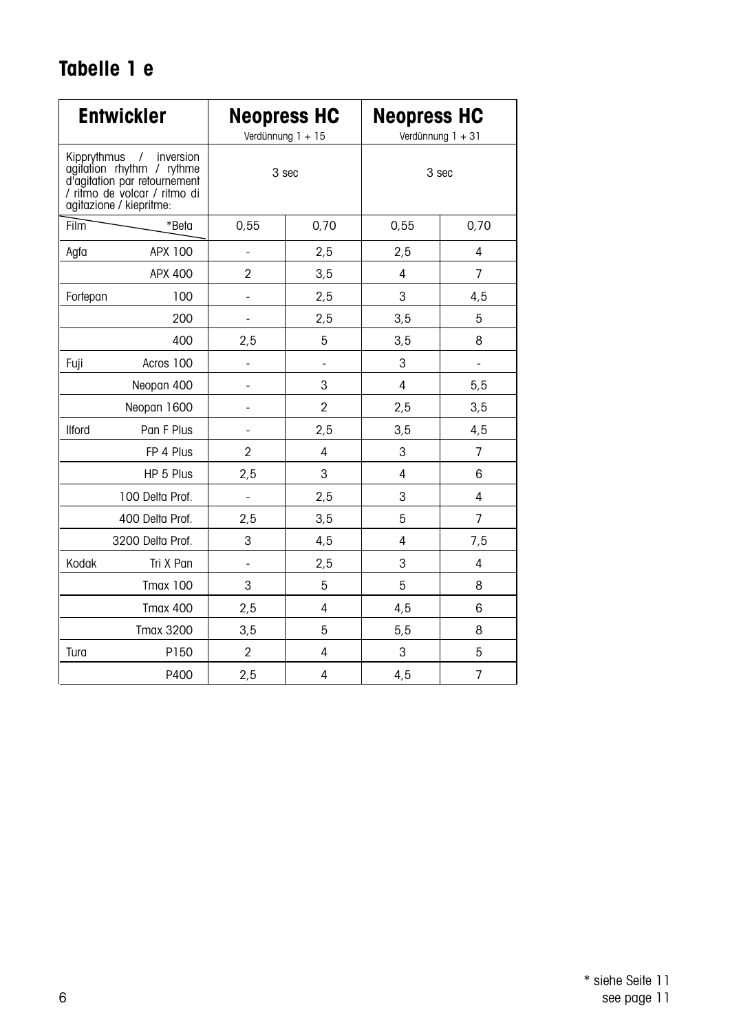## Tabelle 1 e

| Entwickler | | Neopress HC Verdünnung 1 + 15 | | Neopress HC Verdünnung 1 + 31 | |
|---|---|---|---|---|---|
| Kipprythmus / inversion agitation rhythm / rythme d'agitation par retournement / ritmo de volcar / ritmo di agitazione / kiepritme: | | 3 sec | | 3 sec | |
| Film | *Beta | 0,55 | 0,70 | 0,55 | 0,70 |
| Agfa | APX 100 | - | 2,5 | 2,5 | 4 |
| | APX 400 | 2 | 3,5 | 4 | 7 |
| Fortepan | 100 | - | 2,5 | 3 | 4,5 |
| | 200 | - | 2,5 | 3,5 | 5 |
| | 400 | 2,5 | 5 | 3,5 | 8 |
| Fuji | Acros 100 | - | - | 3 | - |
| | Neopan 400 | - | 3 | 4 | 5,5 |
| | Neopan 1600 | - | 2 | 2,5 | 3,5 |
| Ilford | Pan F Plus | - | 2,5 | 3,5 | 4,5 |
| | FP 4 Plus | 2 | 4 | 3 | 7 |
| | HP 5 Plus | 2,5 | 3 | 4 | 6 |
| | 100 Delta Prof. | - | 2,5 | 3 | 4 |
| | 400 Delta Prof. | 2,5 | 3,5 | 5 | 7 |
| | 3200 Delta Prof. | 3 | 4,5 | 4 | 7,5 |
| Kodak | Tri X Pan | - | 2,5 | 3 | 4 |
| | Tmax 100 | 3 | 5 | 5 | 8 |
| | Tmax 400 | 2,5 | 4 | 4,5 | 6 |
| | Tmax 3200 | 3,5 | 5 | 5,5 | 8 |
| Tura | P150 | 2 | 4 | 3 | 5 |
| | P400 | 2,5 | 4 | 4,5 | 7 |

* siehe Seite 11
see page 11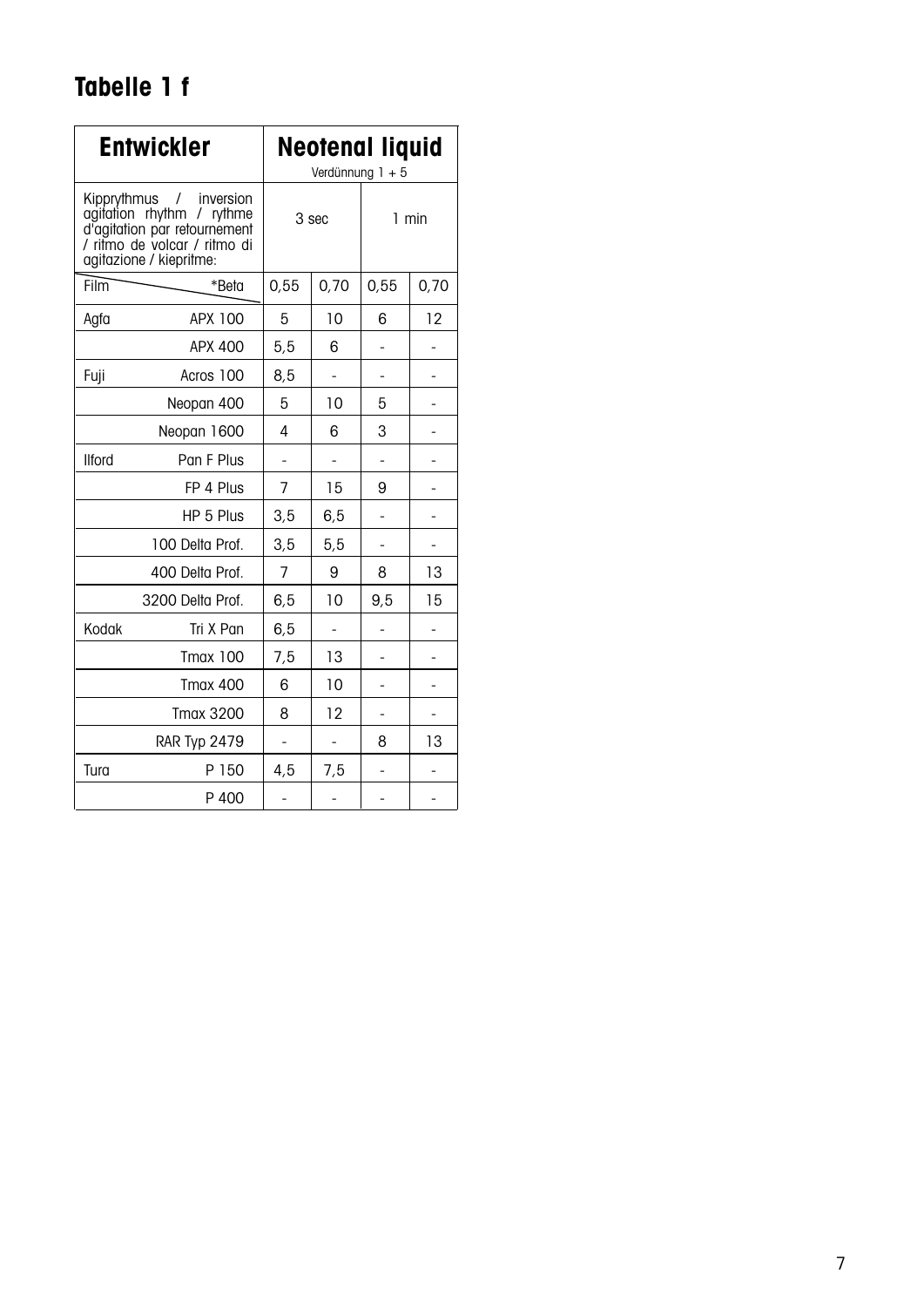# Tabelle 1 f

| Entwickler | | Neotenal liquid Verdünnung 1 + 5 | | | |
|---|---|---|---|---|---|
| Kipprythmus / inversion agitation rhythm / rythme d'agitation par retournement / ritmo de volcar / ritmo di agitazione / kiepritme: | | 3 sec | | 1 min | |
| Film | *Beta | 0,55 | 0,70 | 0,55 | 0,70 |
| Agfa | APX 100 | 5 | 10 | 6 | 12 |
| | APX 400 | 5,5 | 6 | - | - |
| Fuji | Acros 100 | 8,5 | - | - | - |
| | Neopan 400 | 5 | 10 | 5 | - |
| | Neopan 1600 | 4 | 6 | 3 | - |
| Ilford | Pan F Plus | - | - | - | - |
| | FP 4 Plus | 7 | 15 | 9 | - |
| | HP 5 Plus | 3,5 | 6,5 | - | - |
| | 100 Delta Prof. | 3,5 | 5,5 | - | - |
| | 400 Delta Prof. | 7 | 9 | 8 | 13 |
| | 3200 Delta Prof. | 6,5 | 10 | 9,5 | 15 |
| Kodak | Tri X Pan | 6,5 | - | - | - |
| | Tmax 100 | 7,5 | 13 | - | - |
| | Tmax 400 | 6 | 10 | - | - |
| | Tmax 3200 | 8 | 12 | - | - |
| | RAR Typ 2479 | - | - | 8 | 13 |
| Tura | P 150 | 4,5 | 7,5 | - | - |
| | P 400 | - | - | - | - |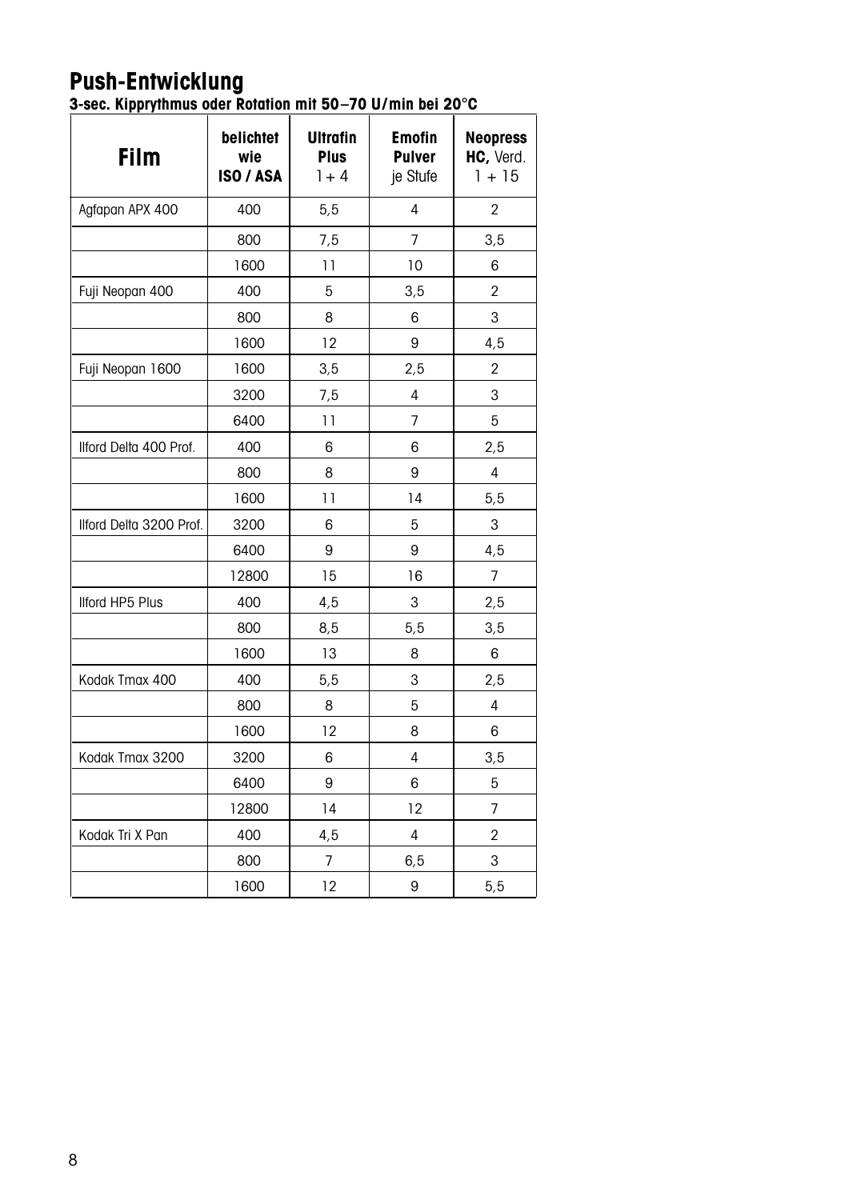# Push-Entwicklung

**3-sec. Kipprythmus oder Rotation mit 50–70 U/min bei 20°C**

| **Film** | **belichtet wie ISO / ASA** | **Ultrafin Plus** 1 + 4 | **Emofin Pulver** je Stufe | **Neopress HC,** Verd. 1 + 15 |
|---|---|---|---|---|
| Agfapan APX 400 | 400 | 5,5 | 4 | 2 |
| | 800 | 7,5 | 7 | 3,5 |
| | 1600 | 11 | 10 | 6 |
| Fuji Neopan 400 | 400 | 5 | 3,5 | 2 |
| | 800 | 8 | 6 | 3 |
| | 1600 | 12 | 9 | 4,5 |
| Fuji Neopan 1600 | 1600 | 3,5 | 2,5 | 2 |
| | 3200 | 7,5 | 4 | 3 |
| | 6400 | 11 | 7 | 5 |
| Ilford Delta 400 Prof. | 400 | 6 | 6 | 2,5 |
| | 800 | 8 | 9 | 4 |
| | 1600 | 11 | 14 | 5,5 |
| Ilford Delta 3200 Prof. | 3200 | 6 | 5 | 3 |
| | 6400 | 9 | 9 | 4,5 |
| | 12800 | 15 | 16 | 7 |
| Ilford HP5 Plus | 400 | 4,5 | 3 | 2,5 |
| | 800 | 8,5 | 5,5 | 3,5 |
| | 1600 | 13 | 8 | 6 |
| Kodak Tmax 400 | 400 | 5,5 | 3 | 2,5 |
| | 800 | 8 | 5 | 4 |
| | 1600 | 12 | 8 | 6 |
| Kodak Tmax 3200 | 3200 | 6 | 4 | 3,5 |
| | 6400 | 9 | 6 | 5 |
| | 12800 | 14 | 12 | 7 |
| Kodak Tri X Pan | 400 | 4,5 | 4 | 2 |
| | 800 | 7 | 6,5 | 3 |
| | 1600 | 12 | 9 | 5,5 |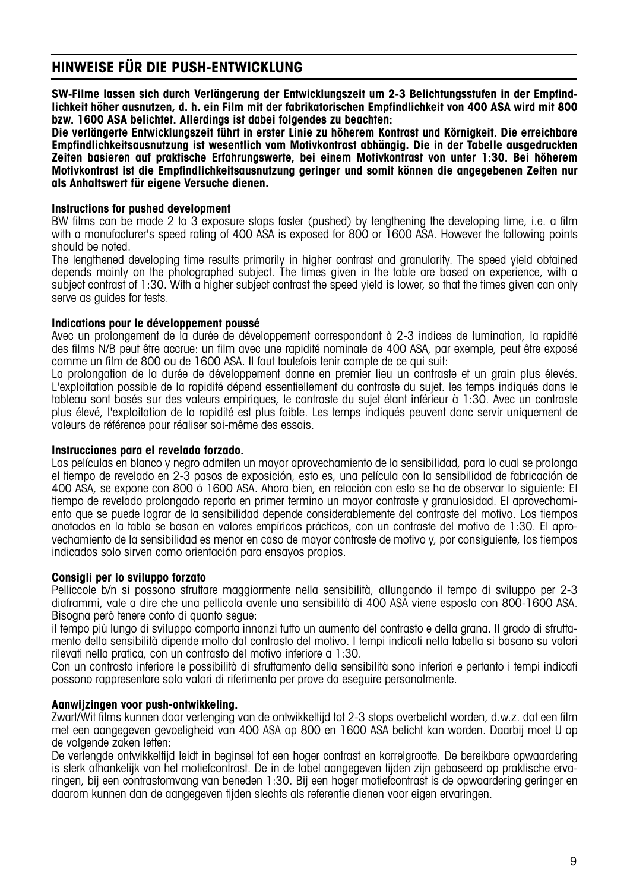## HINWEISE FÜR DIE PUSH-ENTWICKLUNG

**SW-Filme lassen sich durch Verlängerung der Entwicklungszeit um 2-3 Belichtungsstufen in der Empfindlichkeit höher ausnutzen, d. h. ein Film mit der fabrikatorischen Empfindlichkeit von 400 ASA wird mit 800 bzw. 1600 ASA belichtet. Allerdings ist dabei folgendes zu beachten:**
**Die verlängerte Entwicklungszeit führt in erster Linie zu höherem Kontrast und Körnigkeit. Die erreichbare Empfindlichkeitsausnutzung ist wesentlich vom Motivkontrast abhängig. Die in der Tabelle ausgedruckten Zeiten basieren auf praktische Erfahrungswerte, bei einem Motivkontrast von unter 1:30. Bei höherem Motivkontrast ist die Empfindlichkeitsausnutzung geringer und somit können die angegebenen Zeiten nur als Anhaltswert für eigene Versuche dienen.**

**Instructions for pushed development**
BW films can be made 2 to 3 exposure stops faster (pushed) by lengthening the developing time, i.e. a film with a manufacturer's speed rating of 400 ASA is exposed for 800 or 1600 ASA. However the following points should be noted.
The lengthened developing time results primarily in higher contrast and granularity. The speed yield obtained depends mainly on the photographed subject. The times given in the table are based on experience, with a subject contrast of 1:30. With a higher subject contrast the speed yield is lower, so that the times given can only serve as guides for tests.

**Indications pour le développement poussé**
Avec un prolongement de la durée de développement correspondant à 2-3 indices de lumination, la rapidité des films N/B peut être accrue: un film avec une rapidité nominale de 400 ASA, par exemple, peut être exposé comme un film de 800 ou de 1600 ASA. Il faut toutefois tenir compte de ce qui suit:
La prolongation de la durée de développement donne en premier lieu un contraste et un grain plus élevés. L'exploitation possible de la rapidité dépend essentiellement du contraste du sujet. les temps indiqués dans le tableau sont basés sur des valeurs empiriques, le contraste du sujet étant inférieur à 1:30. Avec un contraste plus élevé, l'exploitation de la rapidité est plus faible. Les temps indiqués peuvent donc servir uniquement de valeurs de référence pour réaliser soi-même des essais.

**Instrucciones para el revelado forzado.**
Las películas en blanco y negro admiten un mayor aprovechamiento de la sensibilidad, para lo cual se prolonga el tiempo de revelado en 2-3 pasos de exposición, esto es, una película con la sensibilidad de fabricación de 400 ASA, se expone con 800 ó 1600 ASA. Ahora bien, en relación con esto se ha de observar lo siguiente: El tiempo de revelado prolongado reporta en primer termino un mayor contraste y granulosidad. El aprovechamiento que se puede lograr de la sensibilidad depende considerablemente del contraste del motivo. Los tiempos anotados en la tabla se basan en valores empíricos prácticos, con un contraste del motivo de 1:30. El aprovechamiento de la sensibilidad es menor en caso de mayor contraste de motivo y, por consiguiente, los tiempos indicados solo sirven como orientación para ensayos propios.

**Consigli per lo sviluppo forzato**
Pelliccole b/n si possono sfruttare maggiormente nella sensibilità, allungando il tempo di sviluppo per 2-3 diaframmi, vale a dire che una pellicola avente una sensibilità di 400 ASA viene esposta con 800-1600 ASA. Bisogna però tenere conto di quanto segue:
il tempo più lungo di sviluppo comporta innanzi tutto un aumento del contrasto e della grana. Il grado di sfruttamento della sensibilità dipende molto dal contrasto del motivo. I tempi indicati nella tabella si basano su valori rilevati nella pratica, con un contrasto del motivo inferiore a 1:30.
Con un contrasto inferiore le possibilità di sfruttamento della sensibilità sono inferiori e pertanto i tempi indicati possono rappresentare solo valori di riferimento per prove da eseguire personalmente.

**Aanwijzingen voor push-ontwikkeling.**
Zwart/Wit films kunnen door verlenging van de ontwikkeltijd tot 2-3 stops overbelicht worden, d.w.z. dat een film met een aangegeven gevoeligheid van 400 ASA op 800 en 1600 ASA belicht kan worden. Daarbij moet U op de volgende zaken letten:
De verlengde ontwikkeltijd leidt in beginsel tot een hoger contrast en korrelgrootte. De bereikbare opwaardering is sterk afhankelijk van het motiefcontrast. De in de tabel aangegeven tijden zijn gebaseerd op praktische ervaringen, bij een contrastomvang van beneden 1:30. Bij een hoger motiefcontrast is de opwaardering geringer en daarom kunnen dan de aangegeven tijden slechts als referentie dienen voor eigen ervaringen.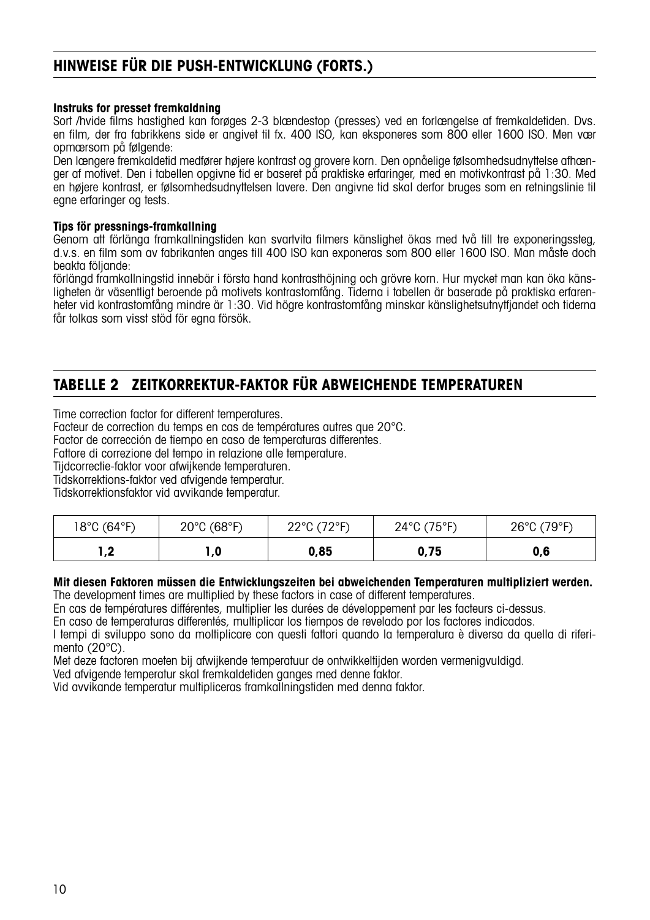## HINWEISE FÜR DIE PUSH-ENTWICKLUNG (FORTS.)

**Instruks for presset fremkaldning**

Sort /hvide films hastighed kan forøges 2-3 blændestop (presses) ved en forlængelse af fremkaldetiden. Dvs. en film, der fra fabrikkens side er angivet til fx. 400 ISO, kan eksponeres som 800 eller 1600 ISO. Men vær opmærsom på følgende:

Den længere fremkaldetid medfører højere kontrast og grovere korn. Den opnåelige følsomhedsudnyttelse afhænger af motivet. Den i tabellen opgivne tid er baseret på praktiske erfaringer, med en motivkontrast på 1:30. Med en højere kontrast, er følsomhedsudnyttelsen lavere. Den angivne tid skal derfor bruges som en retningslinie til egne erfaringer og tests.

**Tips för pressnings-framkallning**

Genom att förlänga framkallningstiden kan svartvita filmers känslighet ökas med två till tre exponeringssteg, d.v.s. en film som av fabrikanten anges till 400 ISO kan exponeras som 800 eller 1600 ISO. Man måste doch beakta följande:

förlängd framkallningstid innebär i första hand kontrasthöjning och grövre korn. Hur mycket man kan öka känsligheten är väsentligt beroende på motivets kontrastomfång. Tiderna i tabellen är baserade på praktiska erfarenheter vid kontrastomfång mindre är 1:30. Vid högre kontrastomfång minskar känslighetsutnytfjandet och tiderna får tolkas som visst stöd för egna försök.

## TABELLE 2 ZEITKORREKTUR-FAKTOR FÜR ABWEICHENDE TEMPERATUREN

Time correction factor for different temperatures.
Facteur de correction du temps en cas de températures autres que 20°C.
Factor de corrección de tiempo en caso de temperaturas differentes.
Fattore di correzione del tempo in relazione alle temperature.
Tijdcorrectie-faktor voor afwijkende temperaturen.
Tidskorrektions-faktor ved afvigende temperatur.
Tidskorrektionsfaktor vid avvikande temperatur.

| 18°C (64°F) | 20°C (68°F) | 22°C (72°F) | 24°C (75°F) | 26°C (79°F) |
|---|---|---|---|---|
| **1,2** | **1,0** | **0,85** | **0,75** | **0,6** |

**Mit diesen Faktoren müssen die Entwicklungszeiten bei abweichenden Temperaturen multipliziert werden.**
The development times are multiplied by these factors in case of different temperatures.
En cas de températures différentes, multiplier les durées de développement par les facteurs ci-dessus.
En caso de temperaturas differentés, multiplicar los tiempos de revelado por los factores indicados.
I tempi di sviluppo sono da moltiplicare con questi fattori quando la temperatura è diversa da quella di riferimento (20°C).
Met deze factoren moeten bij afwijkende temperatuur de ontwikkeltijden worden vermenigvuldigd.
Ved afvigende temperatur skal fremkaldetiden ganges med denne faktor.
Vid avvikande temperatur multipliceras framkallningstiden med denna faktor.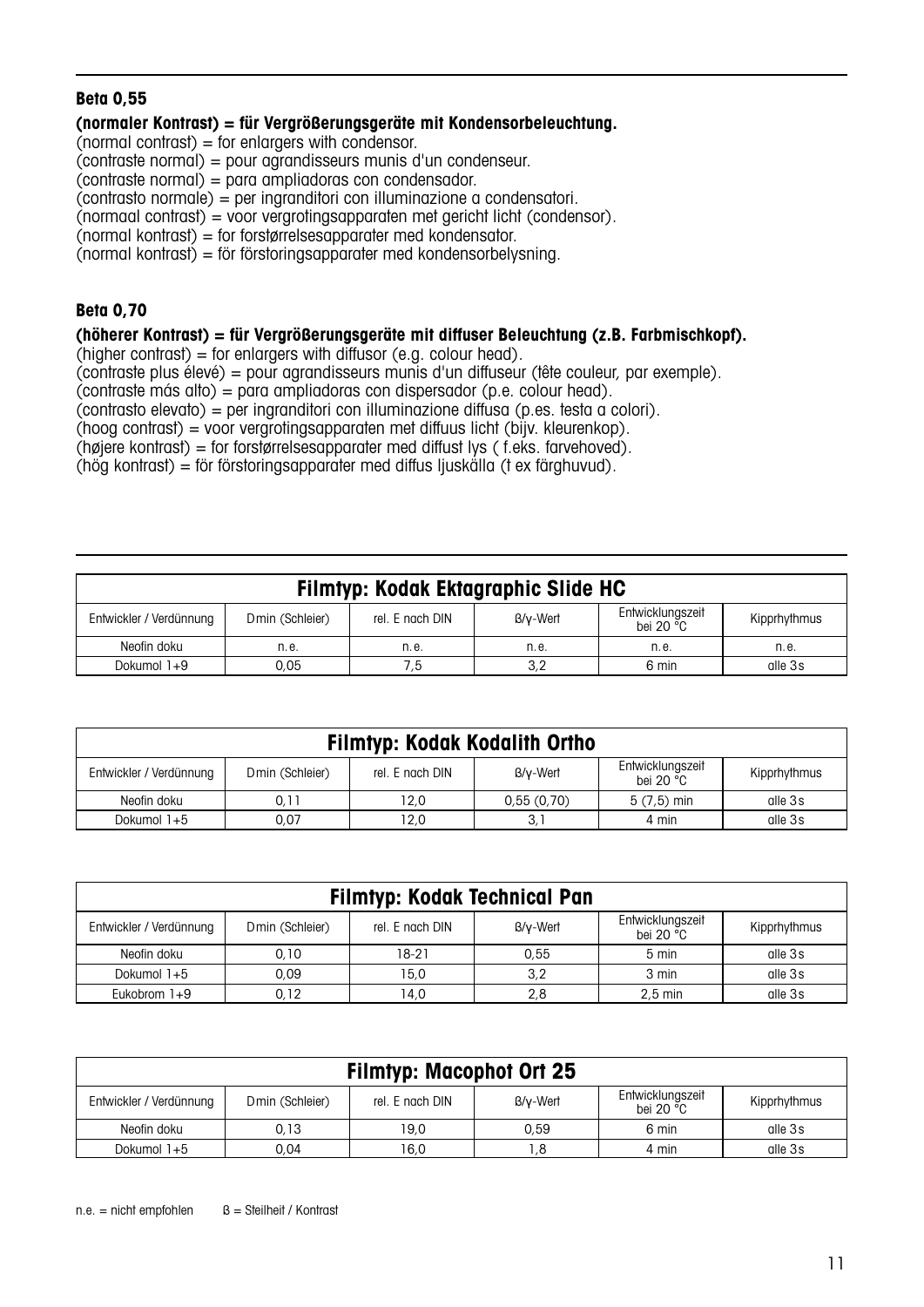**Beta 0,55**

**(normaler Kontrast) = für Vergrößerungsgeräte mit Kondensorbeleuchtung.**
(normal contrast) = for enlargers with condensor.
(contraste normal) = pour agrandisseurs munis d'un condenseur.
(contraste normal) = para ampliadoras con condensador.
(contrasto normale) = per ingranditori con illuminazione a condensatori.
(normaal contrast) = voor vergrotingsapparaten met gericht licht (condensor).
(normal kontrast) = for forstørrelsesapparater med kondensator.
(normal kontrast) = för förstoringsapparater med kondensorbelysning.

**Beta 0,70**

**(höherer Kontrast) = für Vergrößerungsgeräte mit diffuser Beleuchtung (z.B. Farbmischkopf).**
(higher contrast) = for enlargers with diffusor (e.g. colour head).
(contraste plus élevé) = pour agrandisseurs munis d'un diffuseur (tête couleur, par exemple).
(contraste más alto) = para ampliadoras con dispersador (p.e. colour head).
(contrasto elevato) = per ingranditori con illuminazione diffusa (p.es. testa a colori).
(hoog contrast) = voor vergrotingsapparaten met diffuus licht (bijv. kleurenkop).
(højere kontrast) = for forstørrelsesapparater med diffust lys ( f.eks. farvehoved).
(hög kontrast) = för förstoringsapparater med diffus ljuskälla (t ex färghuvud).

| Filmtyp: Kodak Ektagraphic Slide HC | | | | | |
|---|---|---|---|---|---|
| Entwickler / Verdünnung | Dmin (Schleier) | rel. E nach DIN | ß/γ-Wert | Entwicklungszeit bei 20 °C | Kipprhythmus |
| Neofin doku | n.e. | n.e. | n.e. | n.e. | n.e. |
| Dokumol 1+9 | 0,05 | 7,5 | 3,2 | 6 min | alle 3s |

| Filmtyp: Kodak Kodalith Ortho | | | | | |
|---|---|---|---|---|---|
| Entwickler / Verdünnung | Dmin (Schleier) | rel. E nach DIN | ß/γ-Wert | Entwicklungszeit bei 20 °C | Kipprhythmus |
| Neofin doku | 0,11 | 12,0 | 0,55 (0,70) | 5 (7,5) min | alle 3s |
| Dokumol 1+5 | 0,07 | 12,0 | 3,1 | 4 min | alle 3s |

| Filmtyp: Kodak Technical Pan | | | | | |
|---|---|---|---|---|---|
| Entwickler / Verdünnung | Dmin (Schleier) | rel. E nach DIN | ß/γ-Wert | Entwicklungszeit bei 20 °C | Kipprhythmus |
| Neofin doku | 0,10 | 18-21 | 0,55 | 5 min | alle 3s |
| Dokumol 1+5 | 0,09 | 15,0 | 3,2 | 3 min | alle 3s |
| Eukobrom 1+9 | 0,12 | 14,0 | 2,8 | 2,5 min | alle 3s |

| Filmtyp: Macophot Ort 25 | | | | | |
|---|---|---|---|---|---|
| Entwickler / Verdünnung | Dmin (Schleier) | rel. E nach DIN | ß/γ-Wert | Entwicklungszeit bei 20 °C | Kipprhythmus |
| Neofin doku | 0,13 | 19,0 | 0,59 | 6 min | alle 3s |
| Dokumol 1+5 | 0,04 | 16,0 | 1,8 | 4 min | alle 3s |

n.e. = nicht empfohlen     ß = Steilheit / Kontrast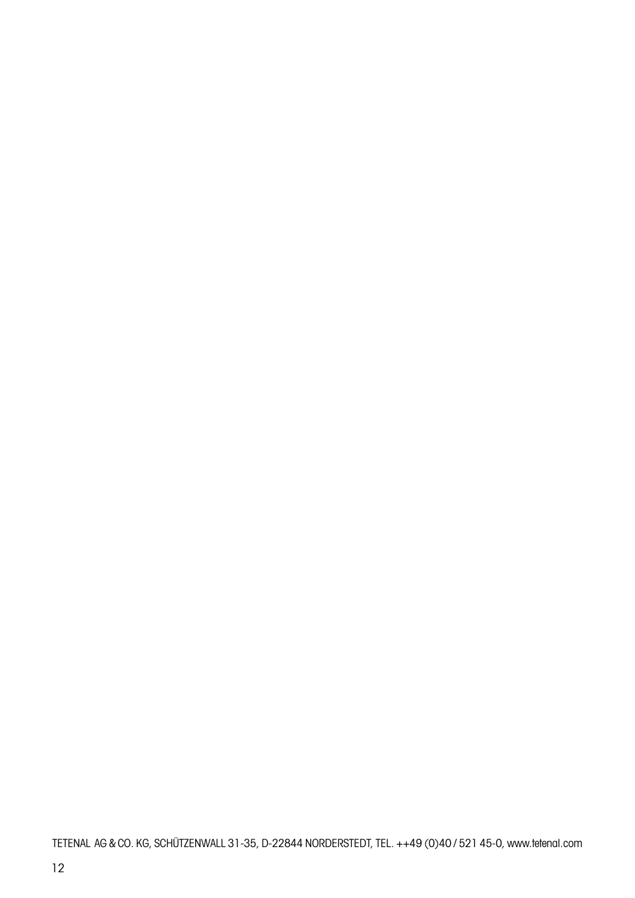TETENAL AG & CO. KG, SCHÜTZENWALL 31-35, D-22844 NORDERSTEDT, TEL. ++49 (0)40 / 521 45-0, www.tetenal.com